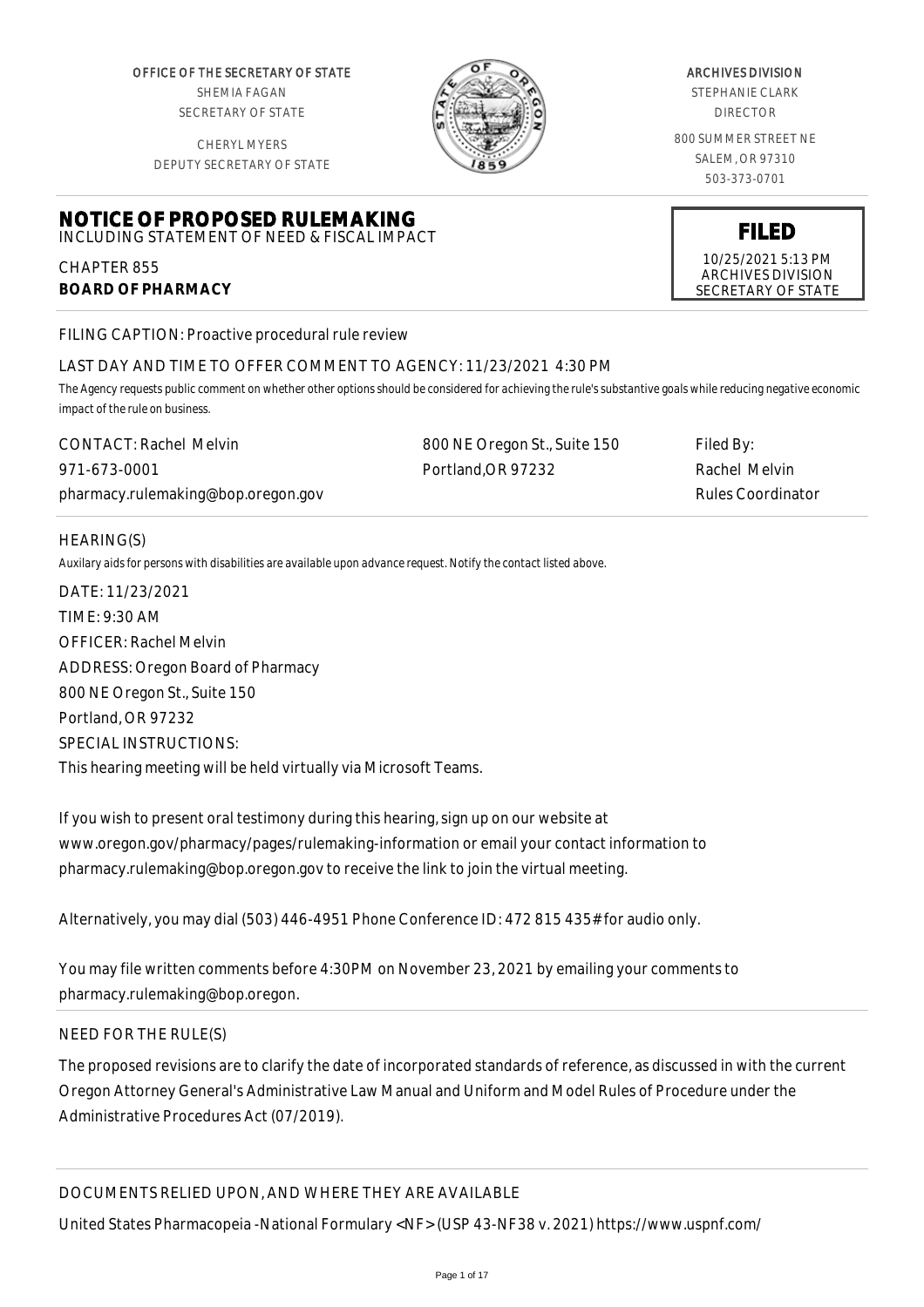OFFICE OF THE SECRETARY OF STATE
SHEMIA FAGAN
SECRETARY OF STATE

CHERYL MYERS
DEPUTY SECRETARY OF STATE

ARCHIVES DIVISION
STEPHANIE CLARK
DIRECTOR

800 SUMMER STREET NE
SALEM, OR 97310
503-373-0701

**FILED**
10/25/2021 5:13 PM
ARCHIVES DIVISION
SECRETARY OF STATE

# NOTICE OF PROPOSED RULEMAKING

INCLUDING STATEMENT OF NEED & FISCAL IMPACT

CHAPTER 855
**BOARD OF PHARMACY**

FILING CAPTION: Proactive procedural rule review

LAST DAY AND TIME TO OFFER COMMENT TO AGENCY: 11/23/2021 4:30 PM

*The Agency requests public comment on whether other options should be considered for achieving the rule's substantive goals while reducing negative economic impact of the rule on business.*

CONTACT: Rachel Melvin
971-673-0001
pharmacy.rulemaking@bop.oregon.gov

800 NE Oregon St., Suite 150
Portland,OR 97232

Filed By:
Rachel Melvin
Rules Coordinator

HEARING(S)

*Auxilary aids for persons with disabilities are available upon advance request. Notify the contact listed above.*

DATE: 11/23/2021
TIME: 9:30 AM
OFFICER: Rachel Melvin
ADDRESS: Oregon Board of Pharmacy
800 NE Oregon St., Suite 150
Portland, OR 97232
SPECIAL INSTRUCTIONS:
This hearing meeting will be held virtually via Microsoft Teams.

If you wish to present oral testimony during this hearing, sign up on our website at www.oregon.gov/pharmacy/pages/rulemaking-information or email your contact information to pharmacy.rulemaking@bop.oregon.gov to receive the link to join the virtual meeting.

Alternatively, you may dial (503) 446-4951 Phone Conference ID: 472 815 435# for audio only.

You may file written comments before 4:30PM on November 23, 2021 by emailing your comments to pharmacy.rulemaking@bop.oregon.

NEED FOR THE RULE(S)

The proposed revisions are to clarify the date of incorporated standards of reference, as discussed in with the current Oregon Attorney General's Administrative Law Manual and Uniform and Model Rules of Procedure under the Administrative Procedures Act (07/2019).

DOCUMENTS RELIED UPON, AND WHERE THEY ARE AVAILABLE

United States Pharmacopeia -National Formulary <NF> (USP 43-NF38 v. 2021) https://www.uspnf.com/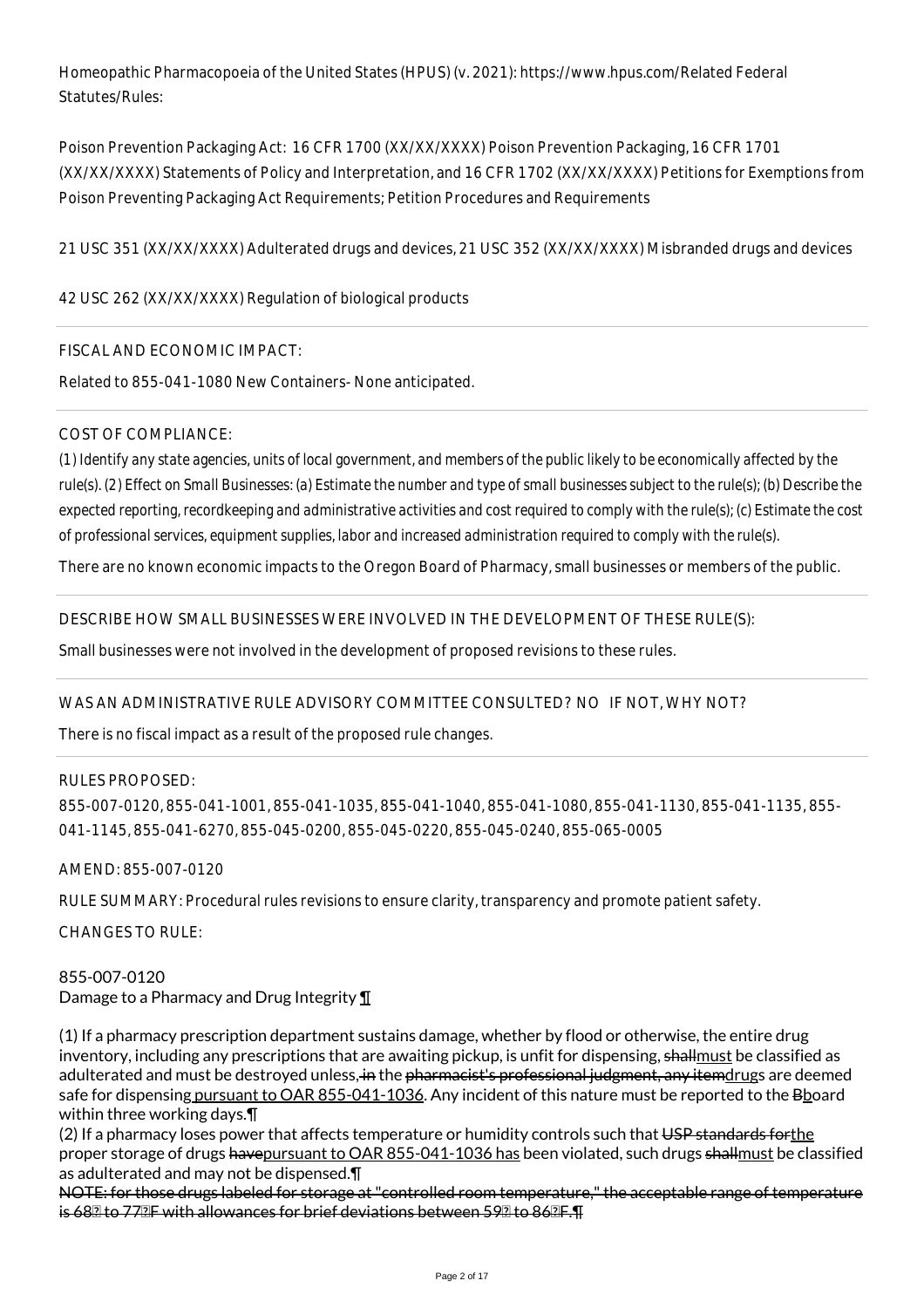Homeopathic Pharmacopoeia of the United States (HPUS) (v. 2021): https://www.hpus.com/Related Federal Statutes/Rules:

Poison Prevention Packaging Act: 16 CFR 1700 (XX/XX/XXXX) Poison Prevention Packaging, 16 CFR 1701 (XX/XX/XXXX) Statements of Policy and Interpretation, and 16 CFR 1702 (XX/XX/XXXX) Petitions for Exemptions from Poison Preventing Packaging Act Requirements; Petition Procedures and Requirements

21 USC 351 (XX/XX/XXXX) Adulterated drugs and devices, 21 USC 352 (XX/XX/XXXX) Misbranded drugs and devices

42 USC 262 (XX/XX/XXXX) Regulation of biological products

---

FISCAL AND ECONOMIC IMPACT:

Related to 855-041-1080 New Containers- None anticipated.

---

COST OF COMPLIANCE:

*(1) Identify any state agencies, units of local government, and members of the public likely to be economically affected by the rule(s). (2) Effect on Small Businesses: (a) Estimate the number and type of small businesses subject to the rule(s); (b) Describe the expected reporting, recordkeeping and administrative activities and cost required to comply with the rule(s); (c) Estimate the cost of professional services, equipment supplies, labor and increased administration required to comply with the rule(s).*

There are no known economic impacts to the Oregon Board of Pharmacy, small businesses or members of the public.

---

DESCRIBE HOW SMALL BUSINESSES WERE INVOLVED IN THE DEVELOPMENT OF THESE RULE(S):

Small businesses were not involved in the development of proposed revisions to these rules.

---

WAS AN ADMINISTRATIVE RULE ADVISORY COMMITTEE CONSULTED? NO IF NOT, WHY NOT?

There is no fiscal impact as a result of the proposed rule changes.

---

RULES PROPOSED:

855-007-0120, 855-041-1001, 855-041-1035, 855-041-1040, 855-041-1080, 855-041-1130, 855-041-1135, 855-041-1145, 855-041-6270, 855-045-0200, 855-045-0220, 855-045-0240, 855-065-0005

AMEND: 855-007-0120

RULE SUMMARY: Procedural rules revisions to ensure clarity, transparency and promote patient safety.

CHANGES TO RULE:

855-007-0120
Damage to a Pharmacy and Drug Integrity ¶

(1) If a pharmacy prescription department sustains damage, whether by flood or otherwise, the entire drug inventory, including any prescriptions that are awaiting pickup, is unfit for dispensing, ~~shall~~must be classified as adulterated and must be destroyed unless, ~~in~~ the ~~pharmacist's professional judgment, any item~~drugs are deemed safe for dispensing pursuant to OAR 855-041-1036. Any incident of this nature must be reported to the ~~B~~board within three working days.¶
(2) If a pharmacy loses power that affects temperature or humidity controls such that ~~USP standards for~~the proper storage of drugs ~~have~~pursuant to OAR 855-041-1036 has been violated, such drugs ~~shall~~must be classified as adulterated and may not be dispensed.¶
~~NOTE: for those drugs labeled for storage at "controlled room temperature," the acceptable range of temperature is 68° to 77°F with allowances for brief deviations between 59° to 86°F.¶~~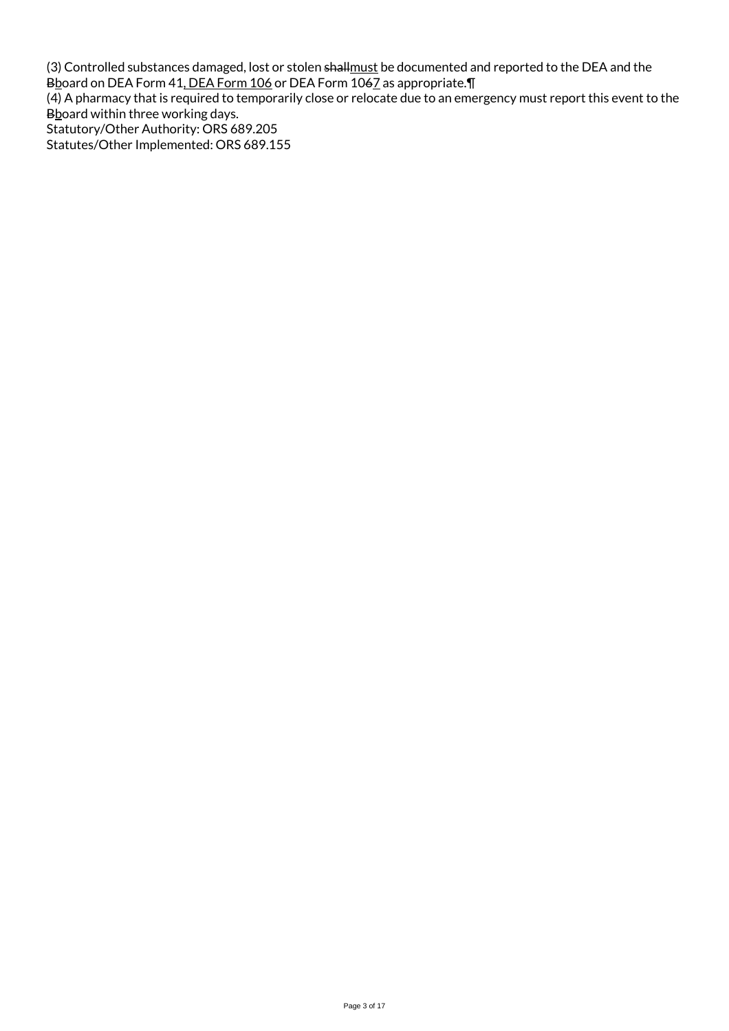(3) Controlled substances damaged, lost or stolen ~~shall~~must be documented and reported to the DEA and the ~~B~~board on DEA Form 41, DEA Form 106 or DEA Form 10~~6~~7 as appropriate.¶

(4) A pharmacy that is required to temporarily close or relocate due to an emergency must report this event to the ~~B~~board within three working days.

Statutory/Other Authority: ORS 689.205

Statutes/Other Implemented: ORS 689.155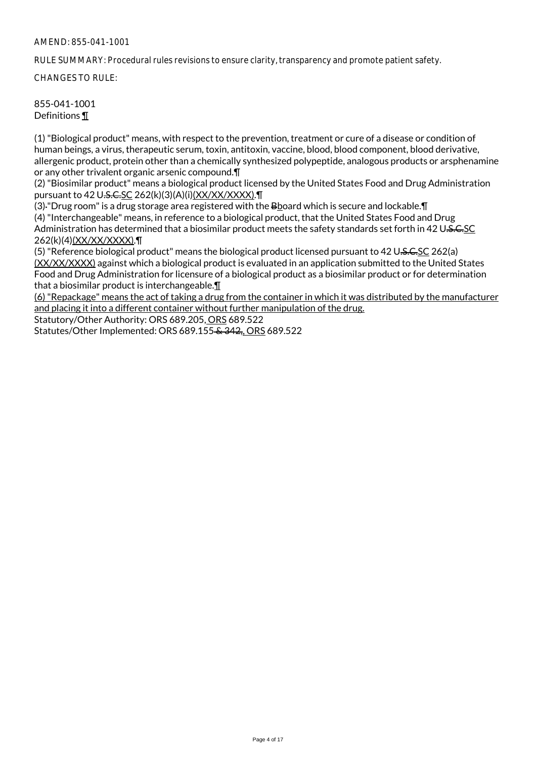AMEND: 855-041-1001

RULE SUMMARY: Procedural rules revisions to ensure clarity, transparency and promote patient safety.

CHANGES TO RULE:

855-041-1001
Definitions ¶

(1) "Biological product" means, with respect to the prevention, treatment or cure of a disease or condition of human beings, a virus, therapeutic serum, toxin, antitoxin, vaccine, blood, blood component, blood derivative, allergenic product, protein other than a chemically synthesized polypeptide, analogous products or arsphenamine or any other trivalent organic arsenic compound.¶
(2) "Biosimilar product" means a biological product licensed by the United States Food and Drug Administration pursuant to 42 U.S.C.SC 262(k)(3)(A)(i)(XX/XX/XXXX).¶
(3) "Drug room" is a drug storage area registered with the Bboard which is secure and lockable.¶
(4) "Interchangeable" means, in reference to a biological product, that the United States Food and Drug Administration has determined that a biosimilar product meets the safety standards set forth in 42 U.S.C.SC 262(k)(4)(XX/XX/XXXX).¶
(5) "Reference biological product" means the biological product licensed pursuant to 42 U.S.C.SC 262(a) (XX/XX/XXXX) against which a biological product is evaluated in an application submitted to the United States Food and Drug Administration for licensure of a biological product as a biosimilar product or for determination that a biosimilar product is interchangeable.¶
(6) "Repackage" means the act of taking a drug from the container in which it was distributed by the manufacturer and placing it into a different container without further manipulation of the drug.
Statutory/Other Authority: ORS 689.205, ORS 689.522
Statutes/Other Implemented: ORS 689.155 & 342, ORS 689.522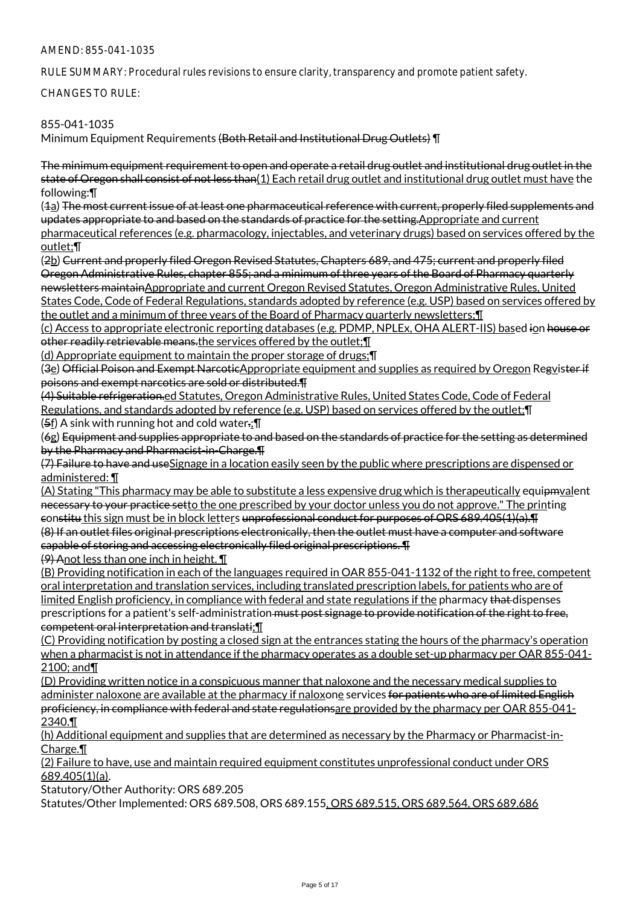AMEND: 855-041-1035

RULE SUMMARY: Procedural rules revisions to ensure clarity, transparency and promote patient safety.

CHANGES TO RULE:

855-041-1035
Minimum Equipment Requirements ~~(Both Retail and Institutional Drug Outlets)~~ ¶

~~The minimum equipment requirement to open and operate a retail drug outlet and institutional drug outlet in the state of Oregon shall consist of not less than~~<u>(1) Each retail drug outlet and institutional drug outlet must have</u> the following:¶

(~~1~~<u>a</u>) ~~The most current issue of at least one pharmaceutical reference with current, properly filed supplements and updates appropriate to and based on the standards of practice for the setting.~~<u>Appropriate and current pharmaceutical references (e.g. pharmacology, injectables, and veterinary drugs) based on services offered by the outlet;</u>¶

(~~2~~<u>b</u>) ~~Current and properly filed Oregon Revised Statutes, Chapters 689, and 475; current and properly filed Oregon Administrative Rules, chapter 855; and a minimum of three years of the Board of Pharmacy quarterly newsletters maintain~~<u>Appropriate and current Oregon Revised Statutes, Oregon Administrative Rules, United States Code, Code of Federal Regulations, standards adopted by reference (e.g. USP) based on services offered by the outlet and a minimum of three years of the Board of Pharmacy quarterly newsletters;</u>¶

<u>(c) Access to appropriate electronic reporting databases (e.g. PDMP, NPLEx, OHA ALERT-IIS) bas</u>ed ~~i~~on ~~house or other readily retrievable means.~~<u>the services offered by the outlet;</u>¶

<u>(d) Appropriate equipment to maintain the proper storage of drugs;</u>¶

(~~3~~<u>e</u>) ~~Official Poison and Exempt Narcotic~~<u>Appropriate equipment and supplies as required by Oregon</u> Re<u>g</u>~~v~~is~~ter if poisons and exempt narcotics are sold or distributed.¶~~

~~(4) Suitable refrigeration.~~<u>ed Statutes, Oregon Administrative Rules, United States Code, Code of Federal Regulations, and standards adopted by reference (e.g. USP) based on services offered by the outlet;</u>¶

(~~5~~<u>f</u>) A sink with running hot and cold water~~.~~<u>;</u>¶

(~~6~~<u>g</u>) ~~Equipment and supplies appropriate to and based on the standards of practice for the setting as determined by the Pharmacy and Pharmacist-in-Charge.¶~~

~~(7) Failure to have and use~~<u>Signage in a location easily seen by the public where prescriptions are dispensed or administered:</u> ¶

<u>(A) Stating "This pharmacy may be able to substitute a less expensive drug which is therapeutically</u> equi~~pm~~<u>val</u>ent ~~necessary to your practice set~~<u>to the one prescribed by your doctor unless you do not approve." The prin</u>t<u>ing</u> ~~con~~<u>stitu</u> <u>this sign must be in block let</u>te<u>r</u>s ~~unprofessional conduct for purposes of ORS 689.405(1)(a).¶~~

~~(8) If an outlet files original prescriptions electronically, then the outlet must have a computer and software capable of storing and accessing electronically filed original prescriptions. ¶~~

~~(9) A~~<u>not less than one inch in height.</u> ¶

<u>(B) Providing notification in each of the languages required in OAR 855-041-1132 of the right to free, competent oral interpretation and translation services, including translated prescription labels, for patients who are of limited English proficiency, in compliance with federal and state regulations if the</u> pharmacy ~~that~~ dispenses prescriptions for a patient's self-administration ~~must post signage to provide notification of the right to free, competent oral interpretation and translati~~<u>;</u>¶

<u>(C) Providing notification by posting a closed sign at the entrances stating the hours of the pharmacy's operation when a pharmacist is not in attendance if the pharmacy operates as a double set-up pharmacy per OAR 855-041-2100; and</u>¶

<u>(D) Providing written notice in a conspicuous manner that naloxone and the necessary medical supplies to administer naloxone are available at the pharmacy if nalox</u>on<u>e</u> services ~~for patients who are of limited English proficiency, in compliance with federal and state regulations~~<u>are provided by the pharmacy per OAR 855-041-2340.</u>¶

<u>(h) Additional equipment and supplies that are determined as necessary by the Pharmacy or Pharmacist-in-Charge.</u>¶

<u>(2) Failure to have, use and maintain required equipment constitutes unprofessional conduct under ORS 689.405(1)(a).</u>

Statutory/Other Authority: ORS 689.205

Statutes/Other Implemented: ORS 689.508, ORS 689.155<u>, ORS 689.515, ORS 689.564, ORS 689.686</u>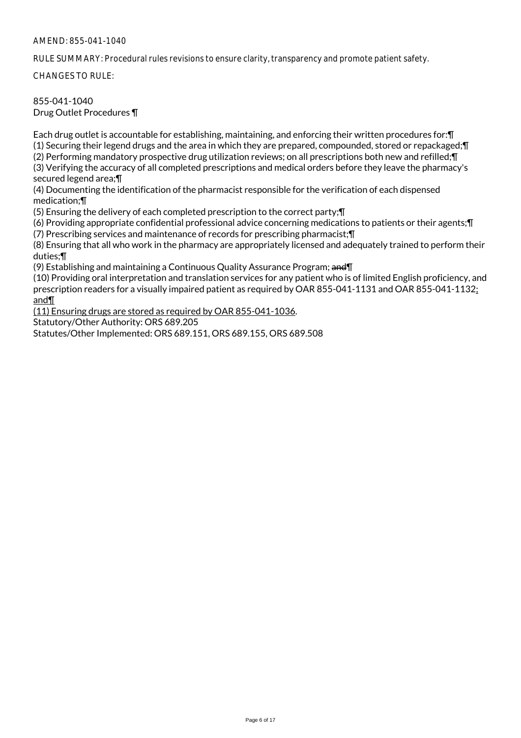AMEND: 855-041-1040

RULE SUMMARY: Procedural rules revisions to ensure clarity, transparency and promote patient safety.

CHANGES TO RULE:

855-041-1040
Drug Outlet Procedures ¶

Each drug outlet is accountable for establishing, maintaining, and enforcing their written procedures for:¶
(1) Securing their legend drugs and the area in which they are prepared, compounded, stored or repackaged;¶
(2) Performing mandatory prospective drug utilization reviews; on all prescriptions both new and refilled;¶
(3) Verifying the accuracy of all completed prescriptions and medical orders before they leave the pharmacy's secured legend area;¶
(4) Documenting the identification of the pharmacist responsible for the verification of each dispensed medication;¶
(5) Ensuring the delivery of each completed prescription to the correct party;¶
(6) Providing appropriate confidential professional advice concerning medications to patients or their agents;¶
(7) Prescribing services and maintenance of records for prescribing pharmacist;¶
(8) Ensuring that all who work in the pharmacy are appropriately licensed and adequately trained to perform their duties;¶
(9) Establishing and maintaining a Continuous Quality Assurance Program; ~~and~~¶
(10) Providing oral interpretation and translation services for any patient who is of limited English proficiency, and prescription readers for a visually impaired patient as required by OAR 855-041-1131 and OAR 855-041-1132<u>; and</u>¶
<u>(11) Ensuring drugs are stored as required by OAR 855-041-1036</u>.
Statutory/Other Authority: ORS 689.205
Statutes/Other Implemented: ORS 689.151, ORS 689.155, ORS 689.508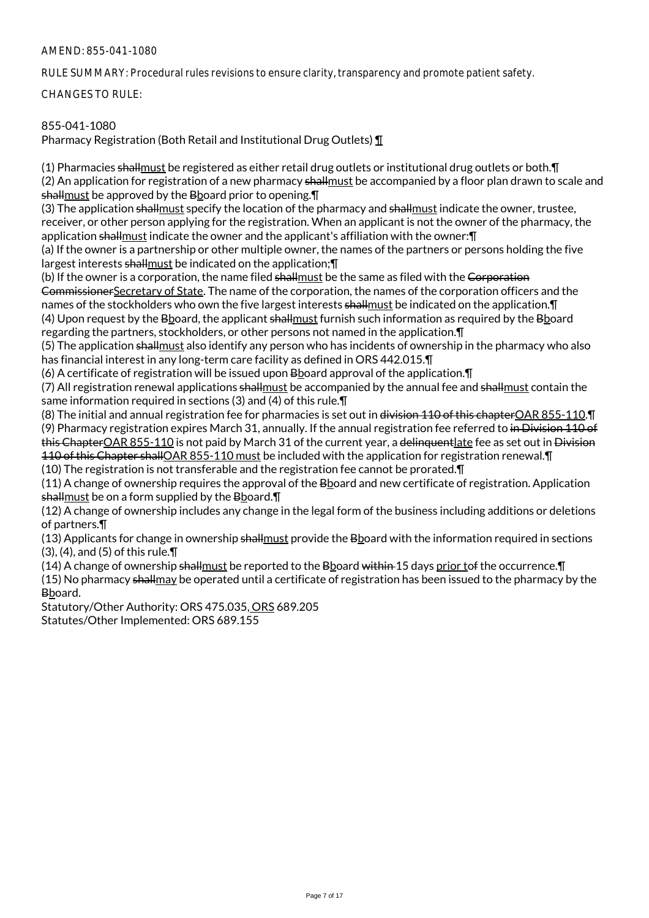AMEND: 855-041-1080

RULE SUMMARY: Procedural rules revisions to ensure clarity, transparency and promote patient safety.

CHANGES TO RULE:

855-041-1080
Pharmacy Registration (Both Retail and Institutional Drug Outlets) ¶

(1) Pharmacies ~~shall~~must be registered as either retail drug outlets or institutional drug outlets or both.¶
(2) An application for registration of a new pharmacy ~~shall~~must be accompanied by a floor plan drawn to scale and ~~shall~~must be approved by the ~~B~~board prior to opening.¶
(3) The application ~~shall~~must specify the location of the pharmacy and ~~shall~~must indicate the owner, trustee, receiver, or other person applying for the registration. When an applicant is not the owner of the pharmacy, the application ~~shall~~must indicate the owner and the applicant's affiliation with the owner:¶
(a) If the owner is a partnership or other multiple owner, the names of the partners or persons holding the five largest interests ~~shall~~must be indicated on the application;¶
(b) If the owner is a corporation, the name filed ~~shall~~must be the same as filed with the ~~Corporation Commissioner~~Secretary of State. The name of the corporation, the names of the corporation officers and the names of the stockholders who own the five largest interests ~~shall~~must be indicated on the application.¶
(4) Upon request by the ~~B~~board, the applicant ~~shall~~must furnish such information as required by the ~~B~~board regarding the partners, stockholders, or other persons not named in the application.¶
(5) The application ~~shall~~must also identify any person who has incidents of ownership in the pharmacy who also has financial interest in any long-term care facility as defined in ORS 442.015.¶
(6) A certificate of registration will be issued upon ~~B~~board approval of the application.¶
(7) All registration renewal applications ~~shall~~must be accompanied by the annual fee and ~~shall~~must contain the same information required in sections (3) and (4) of this rule.¶
(8) The initial and annual registration fee for pharmacies is set out in ~~division 110 of this chapter~~OAR 855-110.¶
(9) Pharmacy registration expires March 31, annually. If the annual registration fee referred to ~~in Division 110 of this Chapter~~OAR 855-110 is not paid by March 31 of the current year, a ~~delinquent~~late fee as set out in ~~Division 110 of this Chapter shall~~OAR 855-110 must be included with the application for registration renewal.¶
(10) The registration is not transferable and the registration fee cannot be prorated.¶
(11) A change of ownership requires the approval of the ~~B~~board and new certificate of registration. Application ~~shall~~must be on a form supplied by the ~~B~~board.¶
(12) A change of ownership includes any change in the legal form of the business including additions or deletions of partners.¶
(13) Applicants for change in ownership ~~shall~~must provide the ~~B~~board with the information required in sections (3), (4), and (5) of this rule.¶
(14) A change of ownership ~~shall~~must be reported to the ~~B~~board ~~within~~ 15 days prior to~~of~~ the occurrence.¶
(15) No pharmacy ~~shall~~may be operated until a certificate of registration has been issued to the pharmacy by the ~~B~~board.
Statutory/Other Authority: ORS 475.035, ORS 689.205
Statutes/Other Implemented: ORS 689.155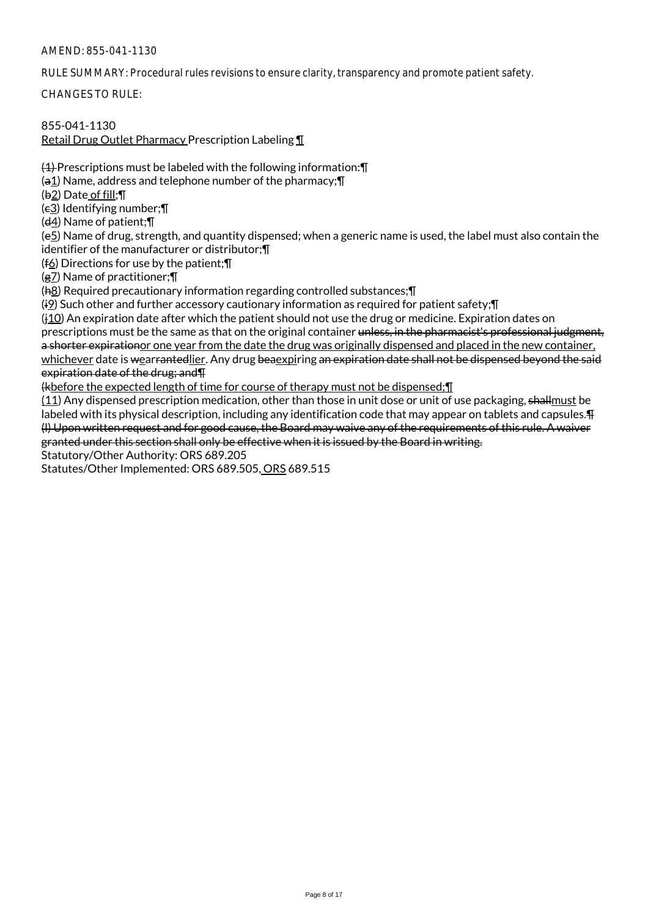AMEND: 855-041-1130

RULE SUMMARY: Procedural rules revisions to ensure clarity, transparency and promote patient safety.

CHANGES TO RULE:

855-041-1130
<u>Retail Drug Outlet Pharmacy</u> Prescription Labeling <u>¶</u>

~~(1)~~ Prescriptions must be labeled with the following information:¶
(~~a~~<u>1</u>) Name, address and telephone number of the pharmacy;¶
(~~b~~<u>2</u>) Date<u> of fill</u>;¶
(~~c~~<u>3</u>) Identifying number;¶
(~~d~~<u>4</u>) Name of patient;¶
(~~e~~<u>5</u>) Name of drug, strength, and quantity dispensed; when a generic name is used, the label must also contain the identifier of the manufacturer or distributor;¶
(~~f~~<u>6</u>) Directions for use by the patient;¶
(~~g~~<u>7</u>) Name of practitioner;¶
(~~h~~<u>8</u>) Required precautionary information regarding controlled substances;¶
(~~i~~<u>9</u>) Such other and further accessory cautionary information as required for patient safety;¶
(~~j~~<u>10</u>) An expiration date after which the patient should not use the drug or medicine. Expiration dates on prescriptions must be the same as that on the original container ~~unless, in the pharmacist's professional judgment, a shorter expiration~~<u>or one year from the date the drug was originally dispensed and placed in the new container, whichever</u> date is ~~w~~<u>e</u>ar~~ranted~~<u>lier</u>. Any drug ~~bea~~<u>expi</u>ring ~~an expiration date shall not be dispensed beyond the said expiration date of the drug; and¶~~
~~(k~~<u>before the expected length of time for course of therapy must not be dispensed;¶</u>
<u>(11</u>) Any dispensed prescription medication, other than those in unit dose or unit of use packaging, ~~shall~~<u>must</u> be labeled with its physical description, including any identification code that may appear on tablets and capsules.~~¶~~
~~(l) Upon written request and for good cause, the Board may waive any of the requirements of this rule. A waiver granted under this section shall only be effective when it is issued by the Board in writing.~~

Statutory/Other Authority: ORS 689.205
Statutes/Other Implemented: ORS 689.505<u>, ORS</u> 689.515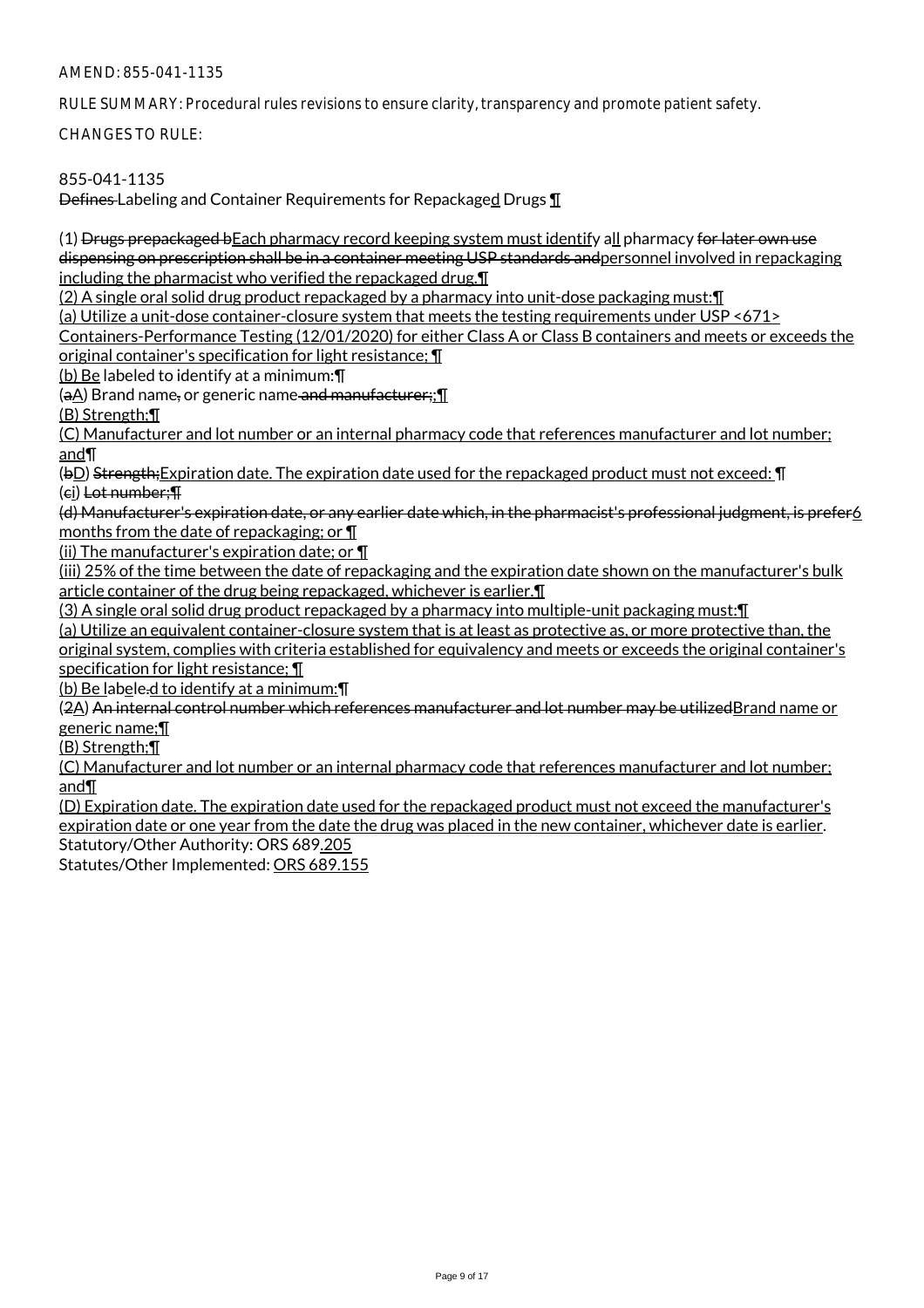AMEND: 855-041-1135

RULE SUMMARY: Procedural rules revisions to ensure clarity, transparency and promote patient safety.

CHANGES TO RULE:

855-041-1135

~~Defines~~ Labeling and Container Requirements for Repackage<u>d</u> Drugs ¶

(1) ~~Drugs prepackaged b~~<u>Each pharmacy record keeping system must identify</u> a<u>ll</u> pharmacy ~~for later own use dispensing on prescription shall be in a container meeting USP standards and~~<u>personnel involved in repackaging including the pharmacist who verified the repackaged drug.</u>¶

<u>(2) A single oral solid drug product repackaged by a pharmacy into unit-dose packaging must:</u>¶

<u>(a) Utilize a unit-dose container-closure system that meets the testing requirements under USP <671> Containers-Performance Testing (12/01/2020) for either Class A or Class B containers and meets or exceeds the original container's specification for light resistance;</u> ¶

<u>(b) Be</u> labeled to identify at a minimum:¶

(~~a~~<u>A</u>) Brand name~~,~~ or generic name ~~and manufacturer;~~<u>;</u>¶

<u>(B) Strength;</u>¶

<u>(C) Manufacturer and lot number or an internal pharmacy code that references manufacturer and lot number; and</u>¶

(~~b~~<u>D</u>) ~~Strength;~~<u>Expiration date. The expiration date used for the repackaged product must not exceed:</u> ¶

(~~c~~<u>i</u>) ~~Lot number;~~¶

~~(d) Manufacturer's expiration date, or any earlier date which, in the pharmacist's professional judgment, is prefer~~<u>6 months from the date of repackaging; or</u> ¶

<u>(ii) The manufacturer's expiration date; or</u> ¶

<u>(iii) 25% of the time between the date of repackaging and the expiration date shown on the manufacturer's bulk article container of the drug being repackaged, whichever is earlier.</u>¶

<u>(3) A single oral solid drug product repackaged by a pharmacy into multiple-unit packaging must:</u>¶

<u>(a) Utilize an equivalent container-closure system that is at least as protective as, or more protective than, the original system, complies with criteria established for equivalency and meets or exceeds the original container's specification for light resistance;</u> ¶

<u>(b) Be lab</u>e<u>le</u>~~.~~<u>d to identify at a minimum:</u>¶

(~~2~~<u>A</u>) ~~An internal control number which references manufacturer and lot number may be utilized~~<u>Brand name or generic name;</u>¶

<u>(B) Strength;</u>¶

<u>(C) Manufacturer and lot number or an internal pharmacy code that references manufacturer and lot number; and</u>¶

<u>(D) Expiration date. The expiration date used for the repackaged product must not exceed the manufacturer's expiration date or one year from the date the drug was placed in the new container, whichever date is earlier</u>.

Statutory/Other Authority: ORS 689<u>.205</u>

Statutes/Other Implemented: <u>ORS 689.155</u>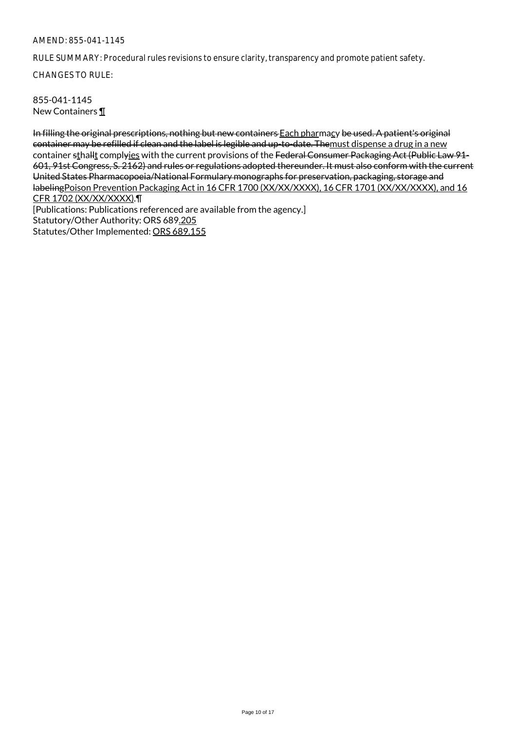AMEND: 855-041-1145

RULE SUMMARY: Procedural rules revisions to ensure clarity, transparency and promote patient safety.

CHANGES TO RULE:

855-041-1145
New Containers ¶

~~In filling the original prescriptions, nothing but new containers~~ Each pharmacy ~~be used. A patient's original container may be refilled if clean and the label is legible and up-to-date. The~~must dispense a drug in a new container ~~s~~thall~~t~~ complyies with the current provisions of the ~~Federal Consumer Packaging Act (Public Law 91-601, 91st Congress, S. 2162) and rules or regulations adopted thereunder. It must also conform with the current United States Pharmacopoeia/National Formulary monographs for preservation, packaging, storage and labeling~~Poison Prevention Packaging Act in 16 CFR 1700 (XX/XX/XXXX), 16 CFR 1701 (XX/XX/XXXX), and 16 CFR 1702 (XX/XX/XXXX).¶

[Publications: Publications referenced are available from the agency.]

Statutory/Other Authority: ORS 689.205

Statutes/Other Implemented: ORS 689.155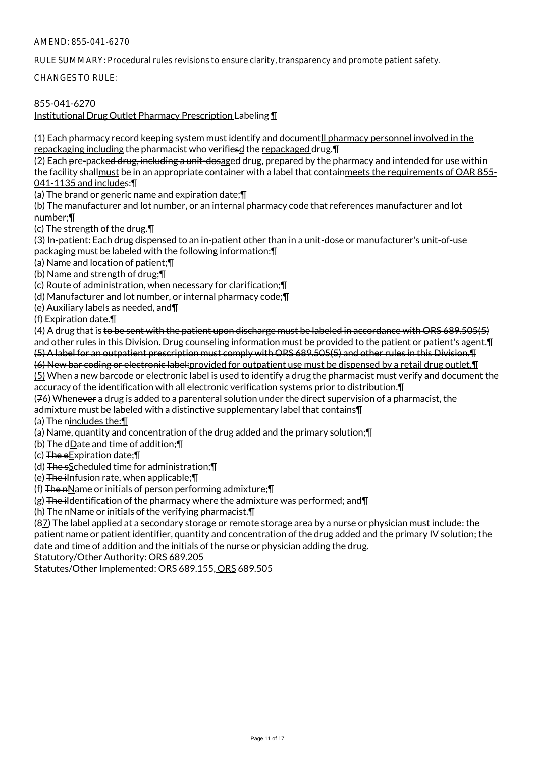AMEND: 855-041-6270

RULE SUMMARY: Procedural rules revisions to ensure clarity, transparency and promote patient safety.

CHANGES TO RULE:

855-041-6270
Institutional Drug Outlet Pharmacy Prescription Labeling ¶

(1) Each pharmacy record keeping system must identify and documentll pharmacy personnel involved in the repackaging including the pharmacist who verifiesd the repackaged drug.¶
(2) Each pre-packed drug, including a unit-dosaged drug, prepared by the pharmacy and intended for use within the facility shallmust be in an appropriate container with a label that containmeets the requirements of OAR 855-041-1135 and includes:¶
(a) The brand or generic name and expiration date;¶
(b) The manufacturer and lot number, or an internal pharmacy code that references manufacturer and lot number;¶
(c) The strength of the drug.¶
(3) In-patient: Each drug dispensed to an in-patient other than in a unit-dose or manufacturer's unit-of-use packaging must be labeled with the following information:¶
(a) Name and location of patient;¶
(b) Name and strength of drug;¶
(c) Route of administration, when necessary for clarification;¶
(d) Manufacturer and lot number, or internal pharmacy code;¶
(e) Auxiliary labels as needed, and¶
(f) Expiration date.¶
(4) A drug that is to be sent with the patient upon discharge must be labeled in accordance with ORS 689.505(5) and other rules in this Division. Drug counseling information must be provided to the patient or patient's agent.¶
(5) A label for an outpatient prescription must comply with ORS 689.505(5) and other rules in this Division.¶
(6) New bar coding or electronic label:provided for outpatient use must be dispensed by a retail drug outlet.¶
(5) When a new barcode or electronic label is used to identify a drug the pharmacist must verify and document the accuracy of the identification with all electronic verification systems prior to distribution.¶
(76) Whenever a drug is added to a parenteral solution under the direct supervision of a pharmacist, the admixture must be labeled with a distinctive supplementary label that contains¶
(a) The nincludes the:¶
(a) Name, quantity and concentration of the drug added and the primary solution;¶
(b) The dDate and time of addition;¶
(c) The eExpiration date;¶
(d) The sScheduled time for administration;¶
(e) The iInfusion rate, when applicable;¶
(f) The nName or initials of person performing admixture;¶
(g) The iIdentification of the pharmacy where the admixture was performed; and¶
(h) The nName or initials of the verifying pharmacist.¶
(87) The label applied at a secondary storage or remote storage area by a nurse or physician must include: the patient name or patient identifier, quantity and concentration of the drug added and the primary IV solution; the date and time of addition and the initials of the nurse or physician adding the drug.

Statutory/Other Authority: ORS 689.205

Statutes/Other Implemented: ORS 689.155, ORS 689.505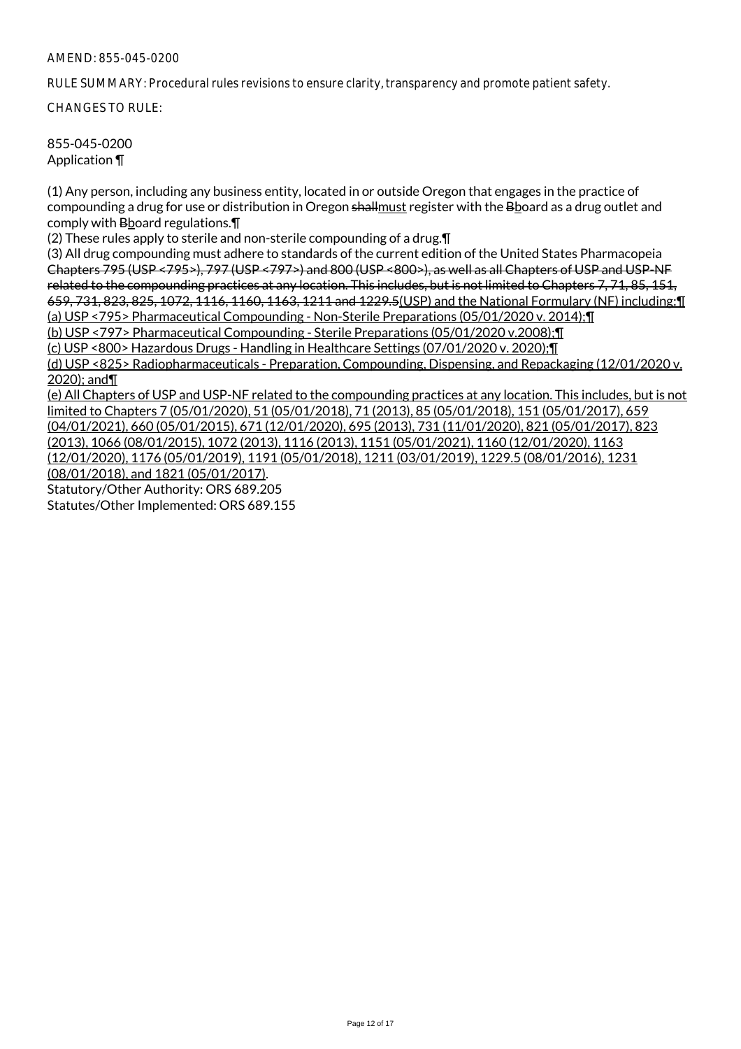AMEND: 855-045-0200

RULE SUMMARY: Procedural rules revisions to ensure clarity, transparency and promote patient safety.

CHANGES TO RULE:

855-045-0200
Application ¶

(1) Any person, including any business entity, located in or outside Oregon that engages in the practice of compounding a drug for use or distribution in Oregon ~~shall~~must register with the ~~B~~board as a drug outlet and comply with ~~B~~board regulations.¶
(2) These rules apply to sterile and non-sterile compounding of a drug.¶
(3) All drug compounding must adhere to standards of the current edition of the United States Pharmacopeia ~~Chapters 795 (USP <795>), 797 (USP <797>) and 800 (USP <800>), as well as all Chapters of USP and USP-NF related to the compounding practices at any location. This includes, but is not limited to Chapters 7, 71, 85, 151, 659, 731, 823, 825, 1072, 1116, 1160, 1163, 1211 and 1229.5~~(USP) and the National Formulary (NF) including:¶
(a) USP <795> Pharmaceutical Compounding - Non-Sterile Preparations (05/01/2020 v. 2014);¶
(b) USP <797> Pharmaceutical Compounding - Sterile Preparations (05/01/2020 v.2008);¶
(c) USP <800> Hazardous Drugs - Handling in Healthcare Settings (07/01/2020 v. 2020);¶
(d) USP <825> Radiopharmaceuticals - Preparation, Compounding, Dispensing, and Repackaging (12/01/2020 v. 2020); and¶
(e) All Chapters of USP and USP-NF related to the compounding practices at any location. This includes, but is not limited to Chapters 7 (05/01/2020), 51 (05/01/2018), 71 (2013), 85 (05/01/2018), 151 (05/01/2017), 659 (04/01/2021), 660 (05/01/2015), 671 (12/01/2020), 695 (2013), 731 (11/01/2020), 821 (05/01/2017), 823 (2013), 1066 (08/01/2015), 1072 (2013), 1116 (2013), 1151 (05/01/2021), 1160 (12/01/2020), 1163 (12/01/2020), 1176 (05/01/2019), 1191 (05/01/2018), 1211 (03/01/2019), 1229.5 (08/01/2016), 1231 (08/01/2018), and 1821 (05/01/2017).
Statutory/Other Authority: ORS 689.205
Statutes/Other Implemented: ORS 689.155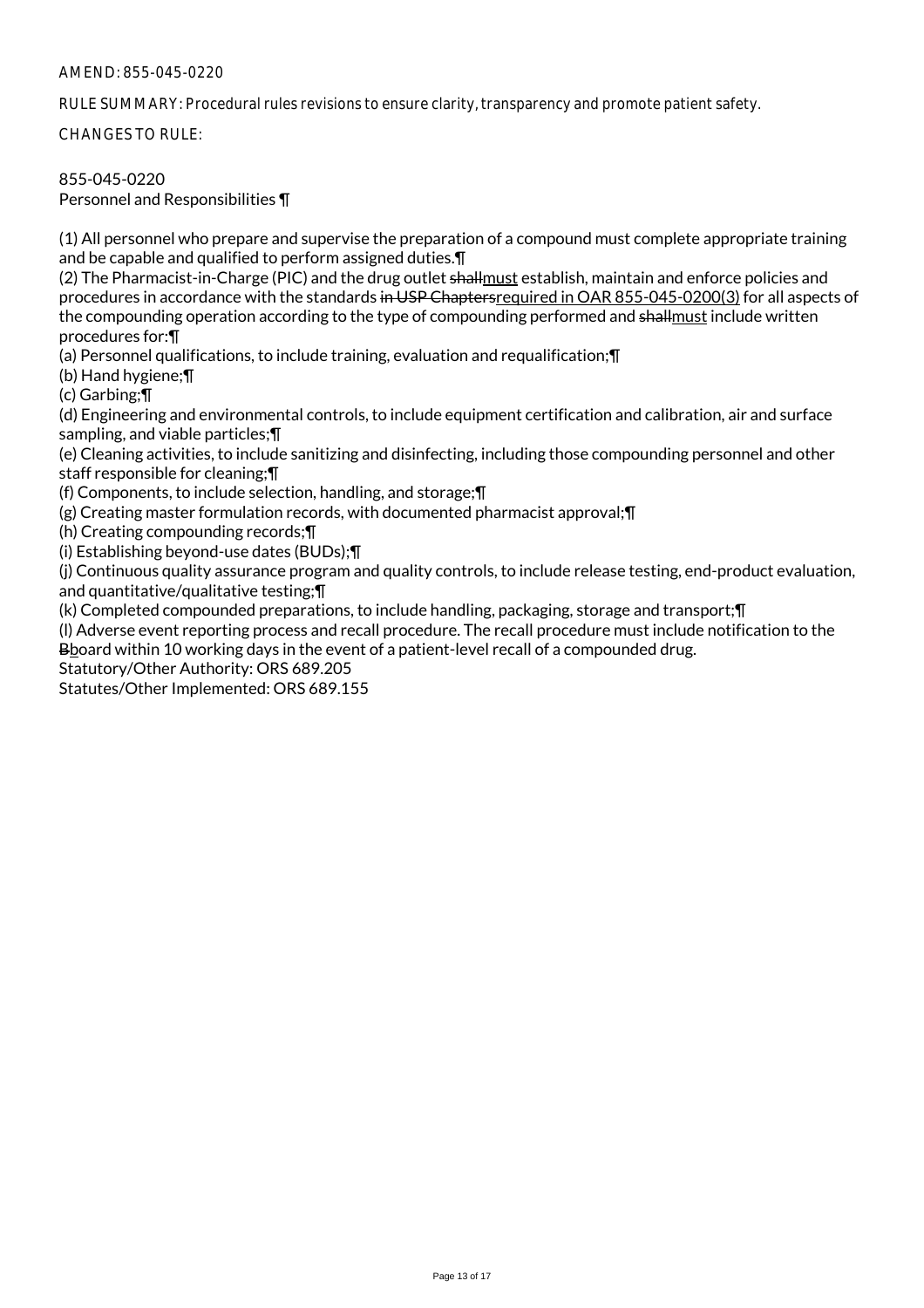AMEND: 855-045-0220

RULE SUMMARY: Procedural rules revisions to ensure clarity, transparency and promote patient safety.

CHANGES TO RULE:

855-045-0220
Personnel and Responsibilities ¶

(1) All personnel who prepare and supervise the preparation of a compound must complete appropriate training and be capable and qualified to perform assigned duties.¶
(2) The Pharmacist-in-Charge (PIC) and the drug outlet ~~shall~~must establish, maintain and enforce policies and procedures in accordance with the standards ~~in USP Chapters~~required in OAR 855-045-0200(3) for all aspects of the compounding operation according to the type of compounding performed and ~~shall~~must include written procedures for:¶
(a) Personnel qualifications, to include training, evaluation and requalification;¶
(b) Hand hygiene;¶
(c) Garbing;¶
(d) Engineering and environmental controls, to include equipment certification and calibration, air and surface sampling, and viable particles;¶
(e) Cleaning activities, to include sanitizing and disinfecting, including those compounding personnel and other staff responsible for cleaning;¶
(f) Components, to include selection, handling, and storage;¶
(g) Creating master formulation records, with documented pharmacist approval;¶
(h) Creating compounding records;¶
(i) Establishing beyond-use dates (BUDs);¶
(j) Continuous quality assurance program and quality controls, to include release testing, end-product evaluation, and quantitative/qualitative testing;¶
(k) Completed compounded preparations, to include handling, packaging, storage and transport;¶
(l) Adverse event reporting process and recall procedure. The recall procedure must include notification to the ~~B~~board within 10 working days in the event of a patient-level recall of a compounded drug.
Statutory/Other Authority: ORS 689.205
Statutes/Other Implemented: ORS 689.155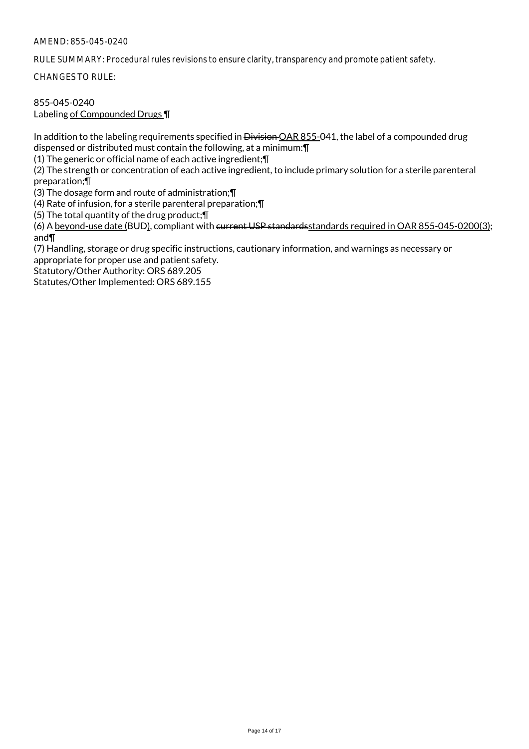AMEND: 855-045-0240

RULE SUMMARY: Procedural rules revisions to ensure clarity, transparency and promote patient safety.

CHANGES TO RULE:

855-045-0240
Labeling <ins>of Compounded Drugs</ins> ¶

In addition to the labeling requirements specified in ~~Division~~ <ins>OAR 855-</ins>041, the label of a compounded drug dispensed or distributed must contain the following, at a minimum:¶

(1) The generic or official name of each active ingredient;¶

(2) The strength or concentration of each active ingredient, to include primary solution for a sterile parenteral preparation;¶

(3) The dosage form and route of administration;¶

(4) Rate of infusion, for a sterile parenteral preparation;¶

(5) The total quantity of the drug product;¶

(6) A <ins>beyond-use date (</ins>BUD<ins>)</ins>, compliant with ~~current USP standards~~<ins>standards required in OAR 855-045-0200(3)</ins>; and¶

(7) Handling, storage or drug specific instructions, cautionary information, and warnings as necessary or appropriate for proper use and patient safety.

Statutory/Other Authority: ORS 689.205
Statutes/Other Implemented: ORS 689.155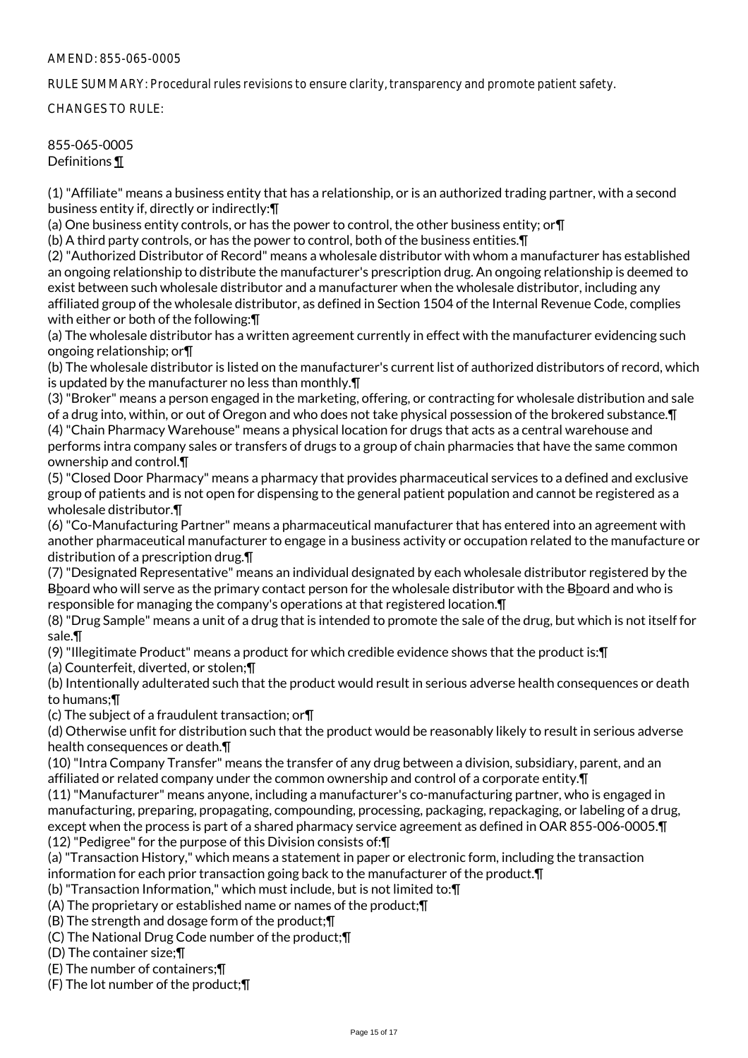AMEND: 855-065-0005

RULE SUMMARY: Procedural rules revisions to ensure clarity, transparency and promote patient safety.

CHANGES TO RULE:

855-065-0005
Definitions ¶

(1) "Affiliate" means a business entity that has a relationship, or is an authorized trading partner, with a second business entity if, directly or indirectly:¶
(a) One business entity controls, or has the power to control, the other business entity; or¶
(b) A third party controls, or has the power to control, both of the business entities.¶
(2) "Authorized Distributor of Record" means a wholesale distributor with whom a manufacturer has established an ongoing relationship to distribute the manufacturer's prescription drug. An ongoing relationship is deemed to exist between such wholesale distributor and a manufacturer when the wholesale distributor, including any affiliated group of the wholesale distributor, as defined in Section 1504 of the Internal Revenue Code, complies with either or both of the following:¶
(a) The wholesale distributor has a written agreement currently in effect with the manufacturer evidencing such ongoing relationship; or¶
(b) The wholesale distributor is listed on the manufacturer's current list of authorized distributors of record, which is updated by the manufacturer no less than monthly.¶
(3) "Broker" means a person engaged in the marketing, offering, or contracting for wholesale distribution and sale of a drug into, within, or out of Oregon and who does not take physical possession of the brokered substance.¶
(4) "Chain Pharmacy Warehouse" means a physical location for drugs that acts as a central warehouse and performs intra company sales or transfers of drugs to a group of chain pharmacies that have the same common ownership and control.¶
(5) "Closed Door Pharmacy" means a pharmacy that provides pharmaceutical services to a defined and exclusive group of patients and is not open for dispensing to the general patient population and cannot be registered as a wholesale distributor.¶
(6) "Co-Manufacturing Partner" means a pharmaceutical manufacturer that has entered into an agreement with another pharmaceutical manufacturer to engage in a business activity or occupation related to the manufacture or distribution of a prescription drug.¶
(7) "Designated Representative" means an individual designated by each wholesale distributor registered by the Bboard who will serve as the primary contact person for the wholesale distributor with the Bboard and who is responsible for managing the company's operations at that registered location.¶
(8) "Drug Sample" means a unit of a drug that is intended to promote the sale of the drug, but which is not itself for sale.¶
(9) "Illegitimate Product" means a product for which credible evidence shows that the product is:¶
(a) Counterfeit, diverted, or stolen;¶
(b) Intentionally adulterated such that the product would result in serious adverse health consequences or death to humans;¶
(c) The subject of a fraudulent transaction; or¶
(d) Otherwise unfit for distribution such that the product would be reasonably likely to result in serious adverse health consequences or death.¶
(10) "Intra Company Transfer" means the transfer of any drug between a division, subsidiary, parent, and an affiliated or related company under the common ownership and control of a corporate entity.¶
(11) "Manufacturer" means anyone, including a manufacturer's co-manufacturing partner, who is engaged in manufacturing, preparing, propagating, compounding, processing, packaging, repackaging, or labeling of a drug, except when the process is part of a shared pharmacy service agreement as defined in OAR 855-006-0005.¶
(12) "Pedigree" for the purpose of this Division consists of:¶
(a) "Transaction History," which means a statement in paper or electronic form, including the transaction information for each prior transaction going back to the manufacturer of the product.¶
(b) "Transaction Information," which must include, but is not limited to:¶
(A) The proprietary or established name or names of the product;¶
(B) The strength and dosage form of the product;¶
(C) The National Drug Code number of the product;¶
(D) The container size;¶
(E) The number of containers;¶
(F) The lot number of the product;¶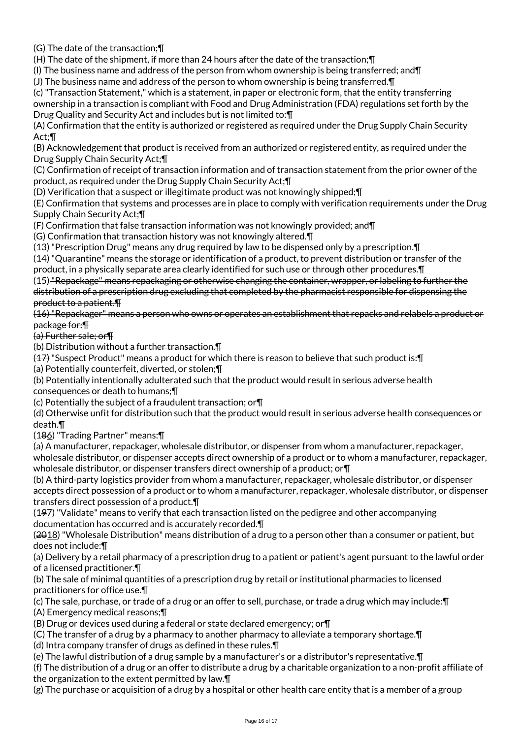(G) The date of the transaction;¶

(H) The date of the shipment, if more than 24 hours after the date of the transaction;¶

(I) The business name and address of the person from whom ownership is being transferred; and¶

(J) The business name and address of the person to whom ownership is being transferred.¶

(c) "Transaction Statement," which is a statement, in paper or electronic form, that the entity transferring ownership in a transaction is compliant with Food and Drug Administration (FDA) regulations set forth by the Drug Quality and Security Act and includes but is not limited to:¶

(A) Confirmation that the entity is authorized or registered as required under the Drug Supply Chain Security Act;¶

(B) Acknowledgement that product is received from an authorized or registered entity, as required under the Drug Supply Chain Security Act;¶

(C) Confirmation of receipt of transaction information and of transaction statement from the prior owner of the product, as required under the Drug Supply Chain Security Act;¶

(D) Verification that a suspect or illegitimate product was not knowingly shipped;¶

(E) Confirmation that systems and processes are in place to comply with verification requirements under the Drug Supply Chain Security Act;¶

(F) Confirmation that false transaction information was not knowingly provided; and¶

(G) Confirmation that transaction history was not knowingly altered.¶

(13) "Prescription Drug" means any drug required by law to be dispensed only by a prescription.¶

(14) "Quarantine" means the storage or identification of a product, to prevent distribution or transfer of the product, in a physically separate area clearly identified for such use or through other procedures.¶

(15) ~~"Repackage" means repackaging or otherwise changing the container, wrapper, or labeling to further the distribution of a prescription drug excluding that completed by the pharmacist responsible for dispensing the product to a patient.¶~~

~~(16) "Repackager" means a person who owns or operates an establishment that repacks and relabels a product or package for:¶~~

~~(a) Further sale; or¶~~

~~(b) Distribution without a further transaction.¶~~

~~(17)~~ "Suspect Product" means a product for which there is reason to believe that such product is:¶

(a) Potentially counterfeit, diverted, or stolen;¶

(b) Potentially intentionally adulterated such that the product would result in serious adverse health consequences or death to humans;¶

(c) Potentially the subject of a fraudulent transaction; or¶

(d) Otherwise unfit for distribution such that the product would result in serious adverse health consequences or death.¶

(1~~8~~6) "Trading Partner" means:¶

(a) A manufacturer, repackager, wholesale distributor, or dispenser from whom a manufacturer, repackager, wholesale distributor, or dispenser accepts direct ownership of a product or to whom a manufacturer, repackager, wholesale distributor, or dispenser transfers direct ownership of a product; or¶

(b) A third-party logistics provider from whom a manufacturer, repackager, wholesale distributor, or dispenser accepts direct possession of a product or to whom a manufacturer, repackager, wholesale distributor, or dispenser transfers direct possession of a product.¶

(1~~9~~7) "Validate" means to verify that each transaction listed on the pedigree and other accompanying documentation has occurred and is accurately recorded.¶

(~~20~~18) "Wholesale Distribution" means distribution of a drug to a person other than a consumer or patient, but does not include:¶

(a) Delivery by a retail pharmacy of a prescription drug to a patient or patient's agent pursuant to the lawful order of a licensed practitioner.¶

(b) The sale of minimal quantities of a prescription drug by retail or institutional pharmacies to licensed practitioners for office use.¶

(c) The sale, purchase, or trade of a drug or an offer to sell, purchase, or trade a drug which may include:¶

(A) Emergency medical reasons;¶

(B) Drug or devices used during a federal or state declared emergency; or¶

(C) The transfer of a drug by a pharmacy to another pharmacy to alleviate a temporary shortage.¶

(d) Intra company transfer of drugs as defined in these rules.¶

(e) The lawful distribution of a drug sample by a manufacturer's or a distributor's representative.¶

(f) The distribution of a drug or an offer to distribute a drug by a charitable organization to a non-profit affiliate of the organization to the extent permitted by law.¶

(g) The purchase or acquisition of a drug by a hospital or other health care entity that is a member of a group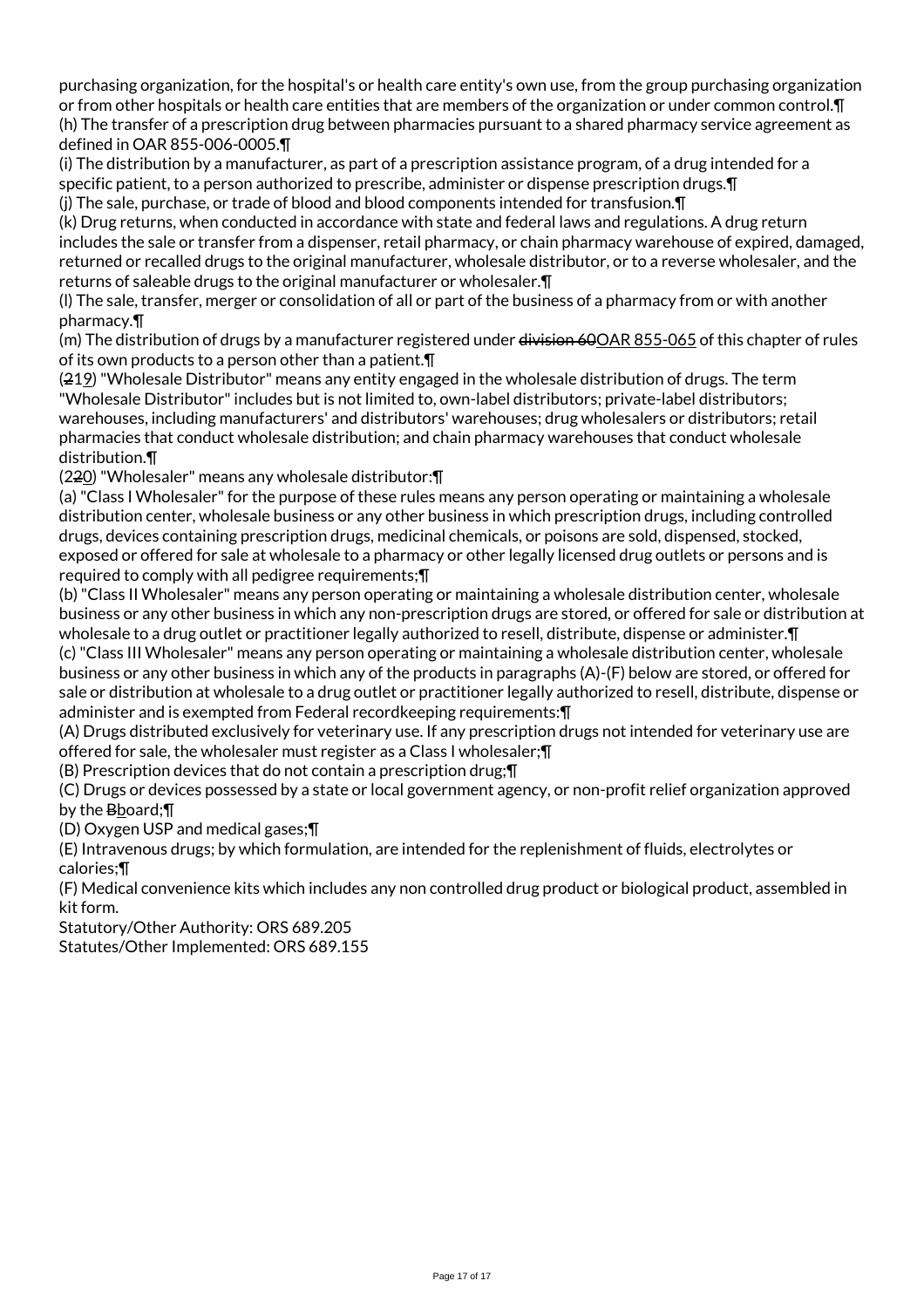purchasing organization, for the hospital's or health care entity's own use, from the group purchasing organization or from other hospitals or health care entities that are members of the organization or under common control.¶

(h) The transfer of a prescription drug between pharmacies pursuant to a shared pharmacy service agreement as defined in OAR 855-006-0005.¶

(i) The distribution by a manufacturer, as part of a prescription assistance program, of a drug intended for a specific patient, to a person authorized to prescribe, administer or dispense prescription drugs.¶

(j) The sale, purchase, or trade of blood and blood components intended for transfusion.¶

(k) Drug returns, when conducted in accordance with state and federal laws and regulations. A drug return includes the sale or transfer from a dispenser, retail pharmacy, or chain pharmacy warehouse of expired, damaged, returned or recalled drugs to the original manufacturer, wholesale distributor, or to a reverse wholesaler, and the returns of saleable drugs to the original manufacturer or wholesaler.¶

(l) The sale, transfer, merger or consolidation of all or part of the business of a pharmacy from or with another pharmacy.¶

(m) The distribution of drugs by a manufacturer registered under ~~division 60~~OAR 855-065 of this chapter of rules of its own products to a person other than a patient.¶

(~~21~~19) "Wholesale Distributor" means any entity engaged in the wholesale distribution of drugs. The term "Wholesale Distributor" includes but is not limited to, own-label distributors; private-label distributors; warehouses, including manufacturers' and distributors' warehouses; drug wholesalers or distributors; retail pharmacies that conduct wholesale distribution; and chain pharmacy warehouses that conduct wholesale distribution.¶

(2~~2~~0) "Wholesaler" means any wholesale distributor:¶

(a) "Class I Wholesaler" for the purpose of these rules means any person operating or maintaining a wholesale distribution center, wholesale business or any other business in which prescription drugs, including controlled drugs, devices containing prescription drugs, medicinal chemicals, or poisons are sold, dispensed, stocked, exposed or offered for sale at wholesale to a pharmacy or other legally licensed drug outlets or persons and is required to comply with all pedigree requirements;¶

(b) "Class II Wholesaler" means any person operating or maintaining a wholesale distribution center, wholesale business or any other business in which any non-prescription drugs are stored, or offered for sale or distribution at wholesale to a drug outlet or practitioner legally authorized to resell, distribute, dispense or administer.¶

(c) "Class III Wholesaler" means any person operating or maintaining a wholesale distribution center, wholesale business or any other business in which any of the products in paragraphs (A)-(F) below are stored, or offered for sale or distribution at wholesale to a drug outlet or practitioner legally authorized to resell, distribute, dispense or administer and is exempted from Federal recordkeeping requirements:¶

(A) Drugs distributed exclusively for veterinary use. If any prescription drugs not intended for veterinary use are offered for sale, the wholesaler must register as a Class I wholesaler;¶

(B) Prescription devices that do not contain a prescription drug;¶

(C) Drugs or devices possessed by a state or local government agency, or non-profit relief organization approved by the ~~B~~board;¶

(D) Oxygen USP and medical gases;¶

(E) Intravenous drugs; by which formulation, are intended for the replenishment of fluids, electrolytes or calories;¶

(F) Medical convenience kits which includes any non controlled drug product or biological product, assembled in kit form.

Statutory/Other Authority: ORS 689.205

Statutes/Other Implemented: ORS 689.155